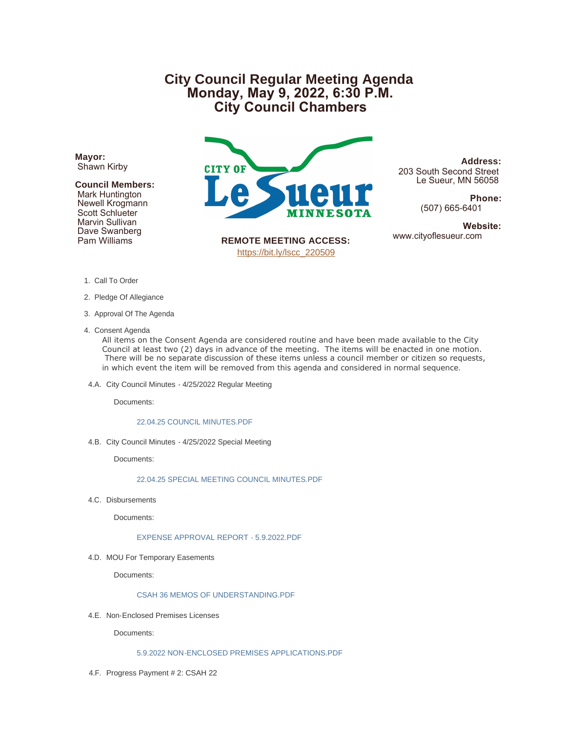# City Council Regular Meeting Agenda
# Monday, May 9, 2022, 6:30 P.M.
# City Council Chambers

**Mayor:**
Shawn Kirby

**Council Members:**
Mark Huntington
Newell Krogmann
Scott Schlueter
Marvin Sullivan
Dave Swanberg
Pam Williams

CITY OF Le Sueur MINNESOTA

**REMOTE MEETING ACCESS:**
https://bit.ly/lscc_220509

**Address:**
203 South Second Street
Le Sueur, MN 56058

**Phone:**
(507) 665-6401

**Website:**
www.cityoflesueur.com

1. Call To Order
2. Pledge Of Allegiance
3. Approval Of The Agenda
4. Consent Agenda

   All items on the Consent Agenda are considered routine and have been made available to the City Council at least two (2) days in advance of the meeting. The items will be enacted in one motion. There will be no separate discussion of these items unless a council member or citizen so requests, in which event the item will be removed from this agenda and considered in normal sequence.

4.A. City Council Minutes - 4/25/2022 Regular Meeting

Documents:

22.04.25 COUNCIL MINUTES.PDF

4.B. City Council Minutes - 4/25/2022 Special Meeting

Documents:

22.04.25 SPECIAL MEETING COUNCIL MINUTES.PDF

4.C. Disbursements

Documents:

EXPENSE APPROVAL REPORT - 5.9.2022.PDF

4.D. MOU For Temporary Easements

Documents:

CSAH 36 MEMOS OF UNDERSTANDING.PDF

4.E. Non-Enclosed Premises Licenses

Documents:

5.9.2022 NON-ENCLOSED PREMISES APPLICATIONS.PDF

4.F. Progress Payment # 2: CSAH 22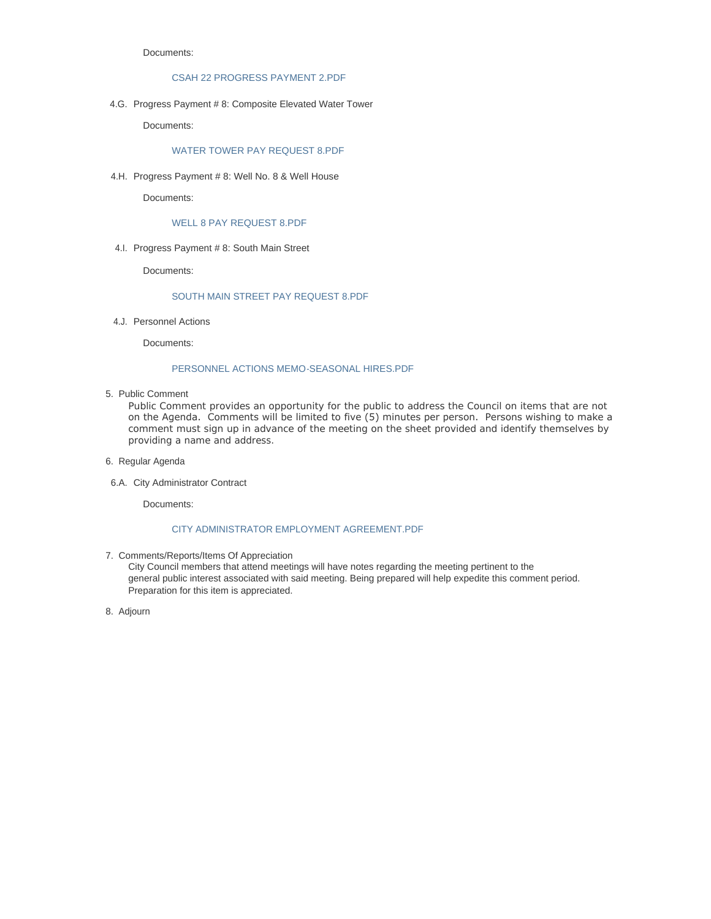Documents:

CSAH 22 PROGRESS PAYMENT 2.PDF

4.G. Progress Payment # 8: Composite Elevated Water Tower

Documents:

WATER TOWER PAY REQUEST 8.PDF

4.H. Progress Payment # 8: Well No. 8 & Well House

Documents:

WELL 8 PAY REQUEST 8.PDF

4.I. Progress Payment # 8: South Main Street

Documents:

SOUTH MAIN STREET PAY REQUEST 8.PDF

4.J. Personnel Actions

Documents:

PERSONNEL ACTIONS MEMO-SEASONAL HIRES.PDF

5. Public Comment

Public Comment provides an opportunity for the public to address the Council on items that are not on the Agenda. Comments will be limited to five (5) minutes per person. Persons wishing to make a comment must sign up in advance of the meeting on the sheet provided and identify themselves by providing a name and address.

6. Regular Agenda

6.A. City Administrator Contract

Documents:

CITY ADMINISTRATOR EMPLOYMENT AGREEMENT.PDF

7. Comments/Reports/Items Of Appreciation

City Council members that attend meetings will have notes regarding the meeting pertinent to the general public interest associated with said meeting. Being prepared will help expedite this comment period. Preparation for this item is appreciated.

8. Adjourn